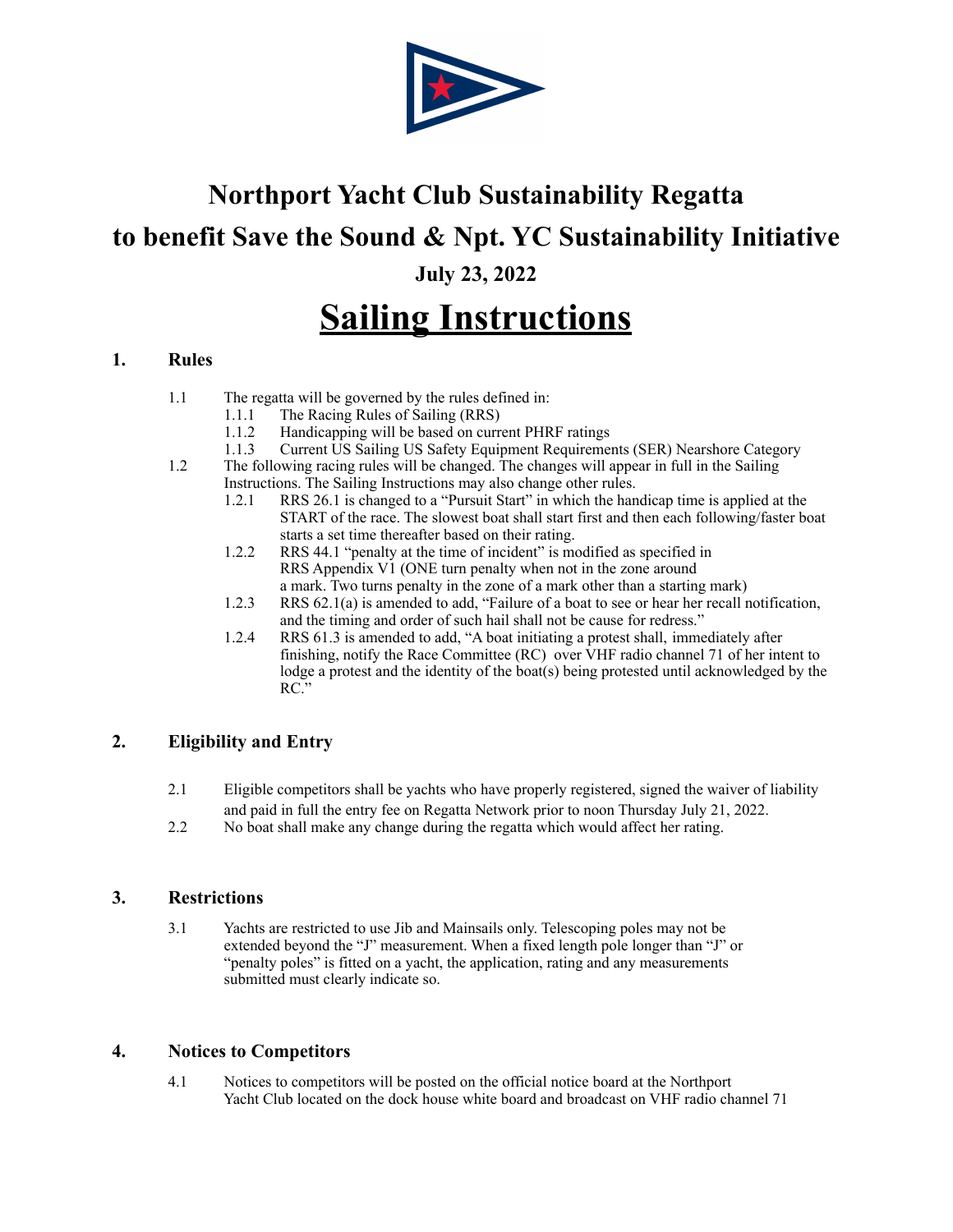# Northport Yacht Club Sustainability Regatta

# to benefit Save the Sound & Npt. YC Sustainability Initiative

### July 23, 2022

# Sailing Instructions

## 1. Rules

1.1 The regatta will be governed by the rules defined in:

- 1.1.1 The Racing Rules of Sailing (RRS)
- 1.1.2 Handicapping will be based on current PHRF ratings
- 1.1.3 Current US Sailing US Safety Equipment Requirements (SER) Nearshore Category

1.2 The following racing rules will be changed. The changes will appear in full in the Sailing Instructions. The Sailing Instructions may also change other rules.

- 1.2.1 RRS 26.1 is changed to a "Pursuit Start" in which the handicap time is applied at the START of the race. The slowest boat shall start first and then each following/faster boat starts a set time thereafter based on their rating.
- 1.2.2 RRS 44.1 "penalty at the time of incident" is modified as specified in RRS Appendix V1 (ONE turn penalty when not in the zone around a mark. Two turns penalty in the zone of a mark other than a starting mark)
- 1.2.3 RRS 62.1(a) is amended to add, "Failure of a boat to see or hear her recall notification, and the timing and order of such hail shall not be cause for redress."
- 1.2.4 RRS 61.3 is amended to add, "A boat initiating a protest shall, immediately after finishing, notify the Race Committee (RC) over VHF radio channel 71 of her intent to lodge a protest and the identity of the boat(s) being protested until acknowledged by the RC."

## 2. Eligibility and Entry

2.1 Eligible competitors shall be yachts who have properly registered, signed the waiver of liability and paid in full the entry fee on Regatta Network prior to noon Thursday July 21, 2022.

2.2 No boat shall make any change during the regatta which would affect her rating.

## 3. Restrictions

3.1 Yachts are restricted to use Jib and Mainsails only. Telescoping poles may not be extended beyond the "J" measurement. When a fixed length pole longer than "J" or "penalty poles" is fitted on a yacht, the application, rating and any measurements submitted must clearly indicate so.

## 4. Notices to Competitors

4.1 Notices to competitors will be posted on the official notice board at the Northport Yacht Club located on the dock house white board and broadcast on VHF radio channel 71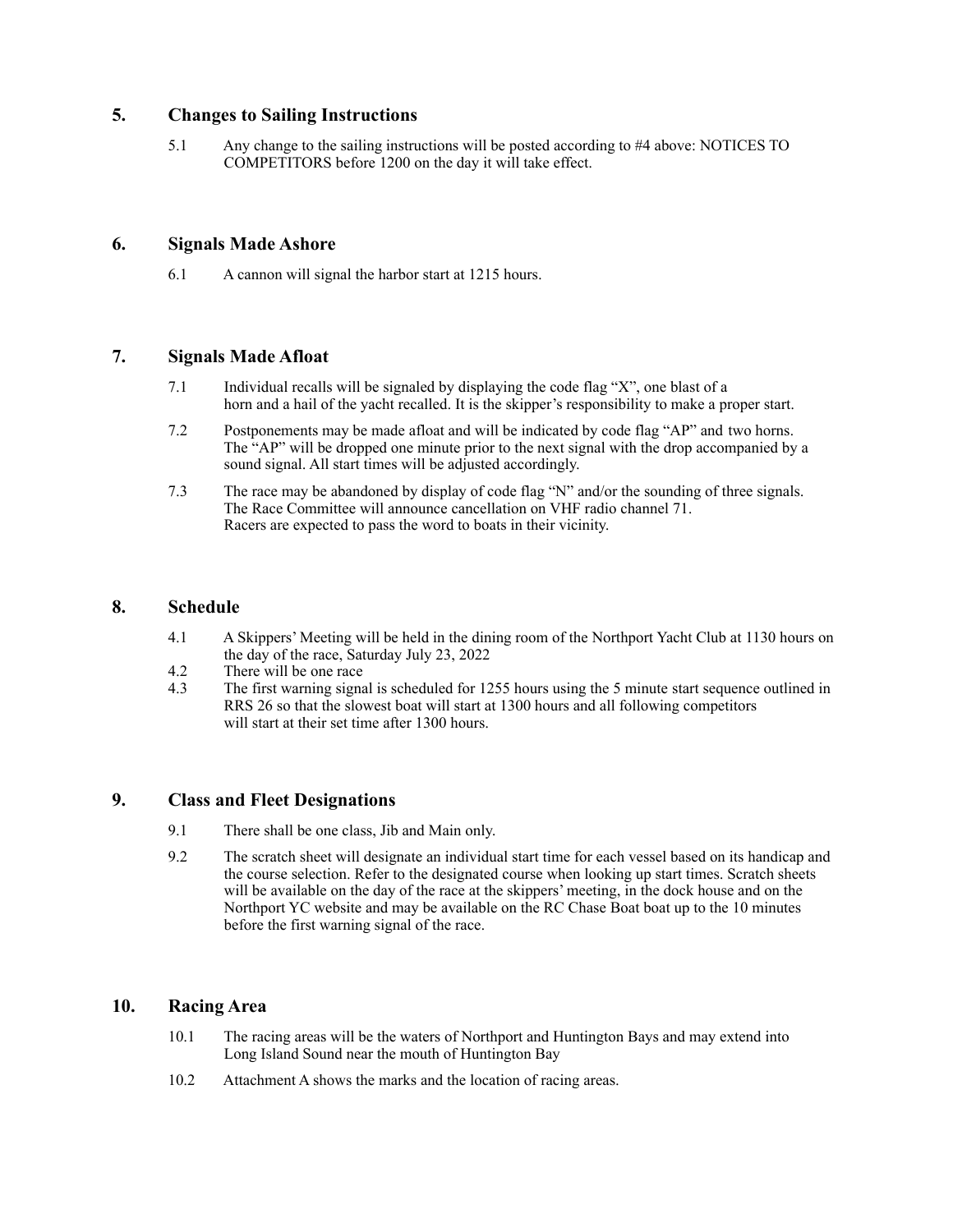## 5. Changes to Sailing Instructions

5.1 Any change to the sailing instructions will be posted according to #4 above: NOTICES TO COMPETITORS before 1200 on the day it will take effect.

## 6. Signals Made Ashore

6.1 A cannon will signal the harbor start at 1215 hours.

## 7. Signals Made Afloat

7.1 Individual recalls will be signaled by displaying the code flag "X", one blast of a horn and a hail of the yacht recalled. It is the skipper's responsibility to make a proper start.

7.2 Postponements may be made afloat and will be indicated by code flag "AP" and two horns. The "AP" will be dropped one minute prior to the next signal with the drop accompanied by a sound signal. All start times will be adjusted accordingly.

7.3 The race may be abandoned by display of code flag "N" and/or the sounding of three signals. The Race Committee will announce cancellation on VHF radio channel 71. Racers are expected to pass the word to boats in their vicinity.

## 8. Schedule

4.1 A Skippers' Meeting will be held in the dining room of the Northport Yacht Club at 1130 hours on the day of the race, Saturday July 23, 2022

4.2 There will be one race

4.3 The first warning signal is scheduled for 1255 hours using the 5 minute start sequence outlined in RRS 26 so that the slowest boat will start at 1300 hours and all following competitors will start at their set time after 1300 hours.

## 9. Class and Fleet Designations

9.1 There shall be one class, Jib and Main only.

9.2 The scratch sheet will designate an individual start time for each vessel based on its handicap and the course selection. Refer to the designated course when looking up start times. Scratch sheets will be available on the day of the race at the skippers' meeting, in the dock house and on the Northport YC website and may be available on the RC Chase Boat boat up to the 10 minutes before the first warning signal of the race.

## 10. Racing Area

10.1 The racing areas will be the waters of Northport and Huntington Bays and may extend into Long Island Sound near the mouth of Huntington Bay

10.2 Attachment A shows the marks and the location of racing areas.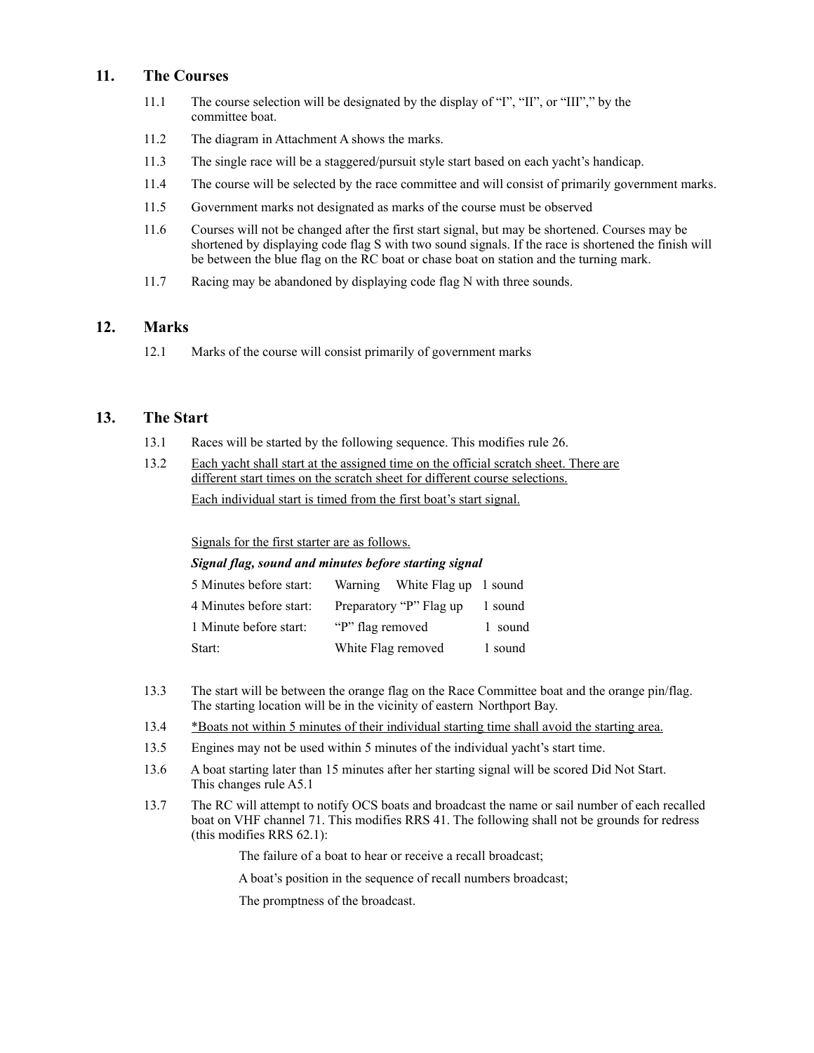## 11. The Courses

11.1 The course selection will be designated by the display of "I", "II", or "III"," by the committee boat.

11.2 The diagram in Attachment A shows the marks.

11.3 The single race will be a staggered/pursuit style start based on each yacht's handicap.

11.4 The course will be selected by the race committee and will consist of primarily government marks.

11.5 Government marks not designated as marks of the course must be observed

11.6 Courses will not be changed after the first start signal, but may be shortened. Courses may be shortened by displaying code flag S with two sound signals. If the race is shortened the finish will be between the blue flag on the RC boat or chase boat on station and the turning mark.

11.7 Racing may be abandoned by displaying code flag N with three sounds.

## 12. Marks

12.1 Marks of the course will consist primarily of government marks

## 13. The Start

13.1 Races will be started by the following sequence. This modifies rule 26.

13.2 Each yacht shall start at the assigned time on the official scratch sheet. There are different start times on the scratch sheet for different course selections.

Each individual start is timed from the first boat's start signal.

Signals for the first starter are as follows.

***Signal flag, sound and minutes before starting signal***

| | | |
|---|---|---|
| 5 Minutes before start: | Warning White Flag up | 1 sound |
| 4 Minutes before start: | Preparatory "P" Flag up | 1 sound |
| 1 Minute before start: | "P" flag removed | 1 sound |
| Start: | White Flag removed | 1 sound |

13.3 The start will be between the orange flag on the Race Committee boat and the orange pin/flag. The starting location will be in the vicinity of eastern Northport Bay.

13.4 *Boats not within 5 minutes of their individual starting time shall avoid the starting area.

13.5 Engines may not be used within 5 minutes of the individual yacht's start time.

13.6 A boat starting later than 15 minutes after her starting signal will be scored Did Not Start. This changes rule A5.1

13.7 The RC will attempt to notify OCS boats and broadcast the name or sail number of each recalled boat on VHF channel 71. This modifies RRS 41. The following shall not be grounds for redress (this modifies RRS 62.1):

The failure of a boat to hear or receive a recall broadcast;

A boat's position in the sequence of recall numbers broadcast;

The promptness of the broadcast.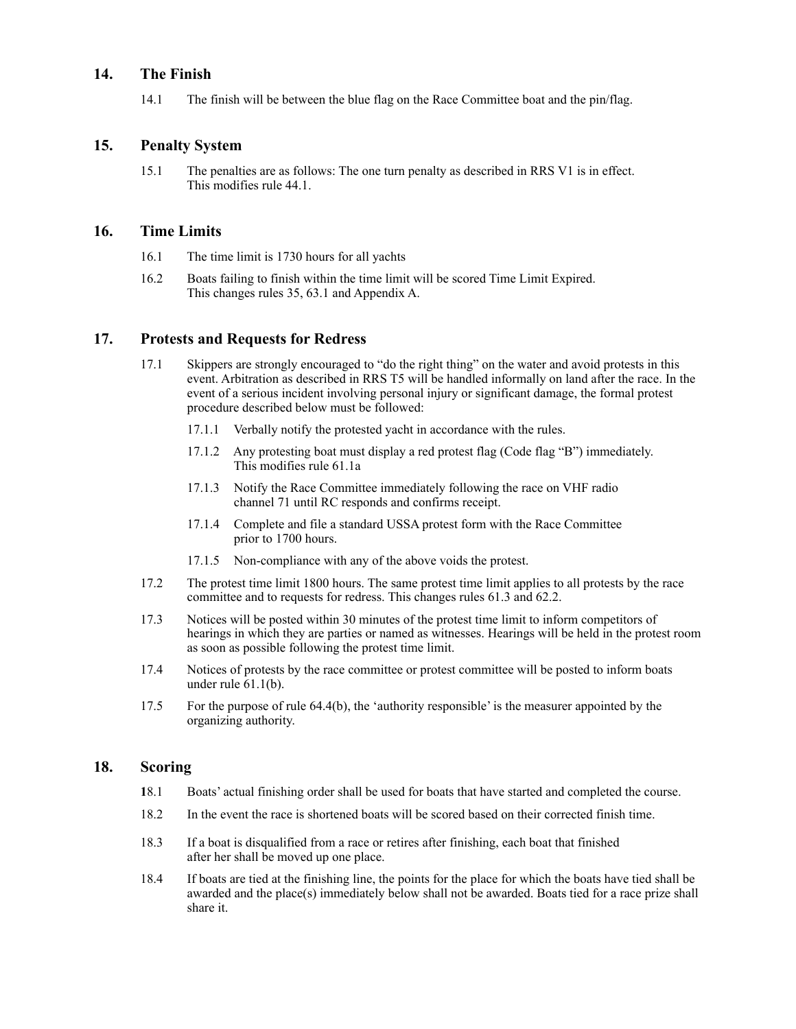## 14. The Finish

14.1 The finish will be between the blue flag on the Race Committee boat and the pin/flag.

## 15. Penalty System

15.1 The penalties are as follows: The one turn penalty as described in RRS V1 is in effect. This modifies rule 44.1.

## 16. Time Limits

16.1 The time limit is 1730 hours for all yachts

16.2 Boats failing to finish within the time limit will be scored Time Limit Expired. This changes rules 35, 63.1 and Appendix A.

## 17. Protests and Requests for Redress

17.1 Skippers are strongly encouraged to "do the right thing" on the water and avoid protests in this event. Arbitration as described in RRS T5 will be handled informally on land after the race. In the event of a serious incident involving personal injury or significant damage, the formal protest procedure described below must be followed:

17.1.1 Verbally notify the protested yacht in accordance with the rules.

17.1.2 Any protesting boat must display a red protest flag (Code flag "B") immediately. This modifies rule 61.1a

17.1.3 Notify the Race Committee immediately following the race on VHF radio channel 71 until RC responds and confirms receipt.

17.1.4 Complete and file a standard USSA protest form with the Race Committee prior to 1700 hours.

17.1.5 Non-compliance with any of the above voids the protest.

17.2 The protest time limit 1800 hours. The same protest time limit applies to all protests by the race committee and to requests for redress. This changes rules 61.3 and 62.2.

17.3 Notices will be posted within 30 minutes of the protest time limit to inform competitors of hearings in which they are parties or named as witnesses. Hearings will be held in the protest room as soon as possible following the protest time limit.

17.4 Notices of protests by the race committee or protest committee will be posted to inform boats under rule 61.1(b).

17.5 For the purpose of rule 64.4(b), the 'authority responsible' is the measurer appointed by the organizing authority.

## 18. Scoring

18.1 Boats' actual finishing order shall be used for boats that have started and completed the course.

18.2 In the event the race is shortened boats will be scored based on their corrected finish time.

18.3 If a boat is disqualified from a race or retires after finishing, each boat that finished after her shall be moved up one place.

18.4 If boats are tied at the finishing line, the points for the place for which the boats have tied shall be awarded and the place(s) immediately below shall not be awarded. Boats tied for a race prize shall share it.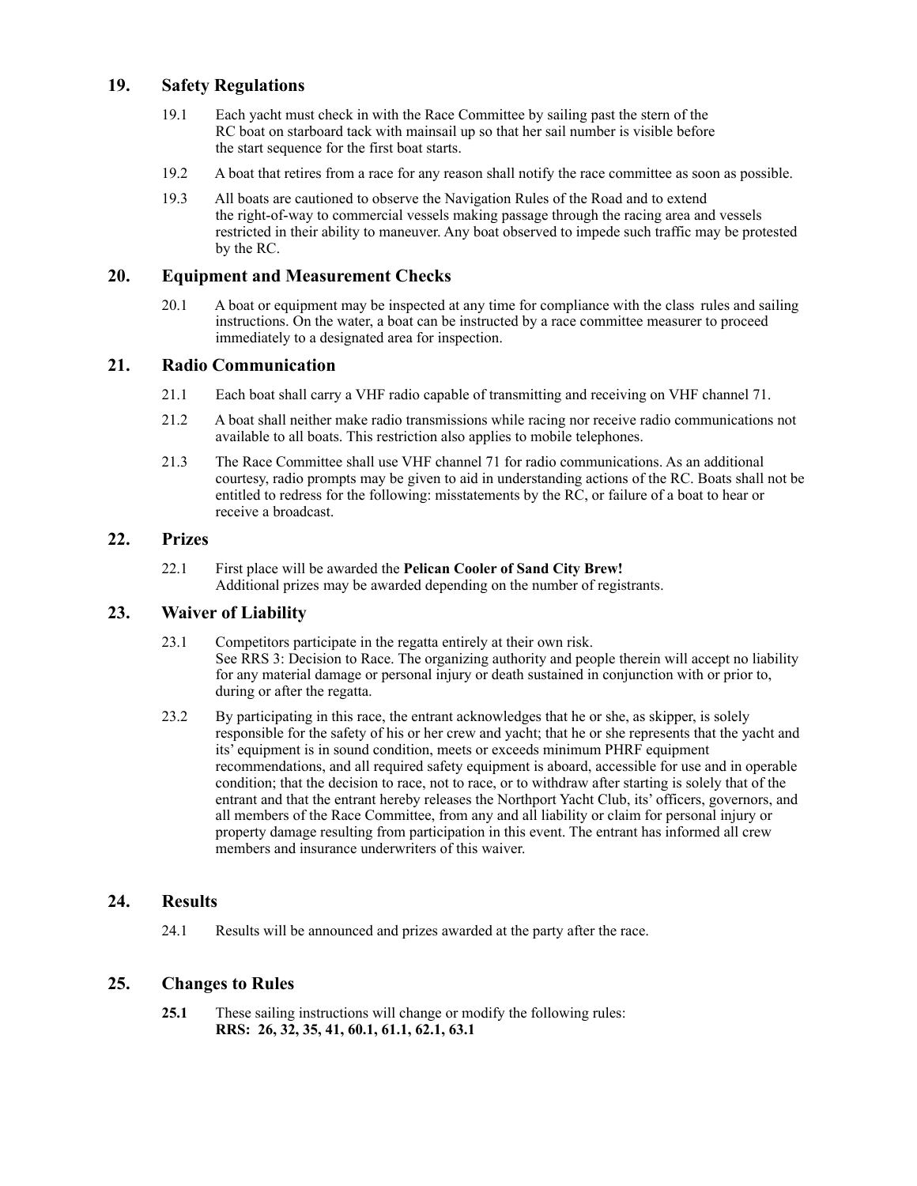## 19. Safety Regulations

19.1 Each yacht must check in with the Race Committee by sailing past the stern of the RC boat on starboard tack with mainsail up so that her sail number is visible before the start sequence for the first boat starts.

19.2 A boat that retires from a race for any reason shall notify the race committee as soon as possible.

19.3 All boats are cautioned to observe the Navigation Rules of the Road and to extend the right-of-way to commercial vessels making passage through the racing area and vessels restricted in their ability to maneuver. Any boat observed to impede such traffic may be protested by the RC.

## 20. Equipment and Measurement Checks

20.1 A boat or equipment may be inspected at any time for compliance with the class rules and sailing instructions. On the water, a boat can be instructed by a race committee measurer to proceed immediately to a designated area for inspection.

## 21. Radio Communication

21.1 Each boat shall carry a VHF radio capable of transmitting and receiving on VHF channel 71.

21.2 A boat shall neither make radio transmissions while racing nor receive radio communications not available to all boats. This restriction also applies to mobile telephones.

21.3 The Race Committee shall use VHF channel 71 for radio communications. As an additional courtesy, radio prompts may be given to aid in understanding actions of the RC. Boats shall not be entitled to redress for the following: misstatements by the RC, or failure of a boat to hear or receive a broadcast.

## 22. Prizes

22.1 First place will be awarded the **Pelican Cooler of Sand City Brew!**
Additional prizes may be awarded depending on the number of registrants.

## 23. Waiver of Liability

23.1 Competitors participate in the regatta entirely at their own risk.
See RRS 3: Decision to Race. The organizing authority and people therein will accept no liability for any material damage or personal injury or death sustained in conjunction with or prior to, during or after the regatta.

23.2 By participating in this race, the entrant acknowledges that he or she, as skipper, is solely responsible for the safety of his or her crew and yacht; that he or she represents that the yacht and its' equipment is in sound condition, meets or exceeds minimum PHRF equipment recommendations, and all required safety equipment is aboard, accessible for use and in operable condition; that the decision to race, not to race, or to withdraw after starting is solely that of the entrant and that the entrant hereby releases the Northport Yacht Club, its' officers, governors, and all members of the Race Committee, from any and all liability or claim for personal injury or property damage resulting from participation in this event. The entrant has informed all crew members and insurance underwriters of this waiver.

## 24. Results

24.1 Results will be announced and prizes awarded at the party after the race.

## 25. Changes to Rules

**25.1** These sailing instructions will change or modify the following rules:
**RRS: 26, 32, 35, 41, 60.1, 61.1, 62.1, 63.1**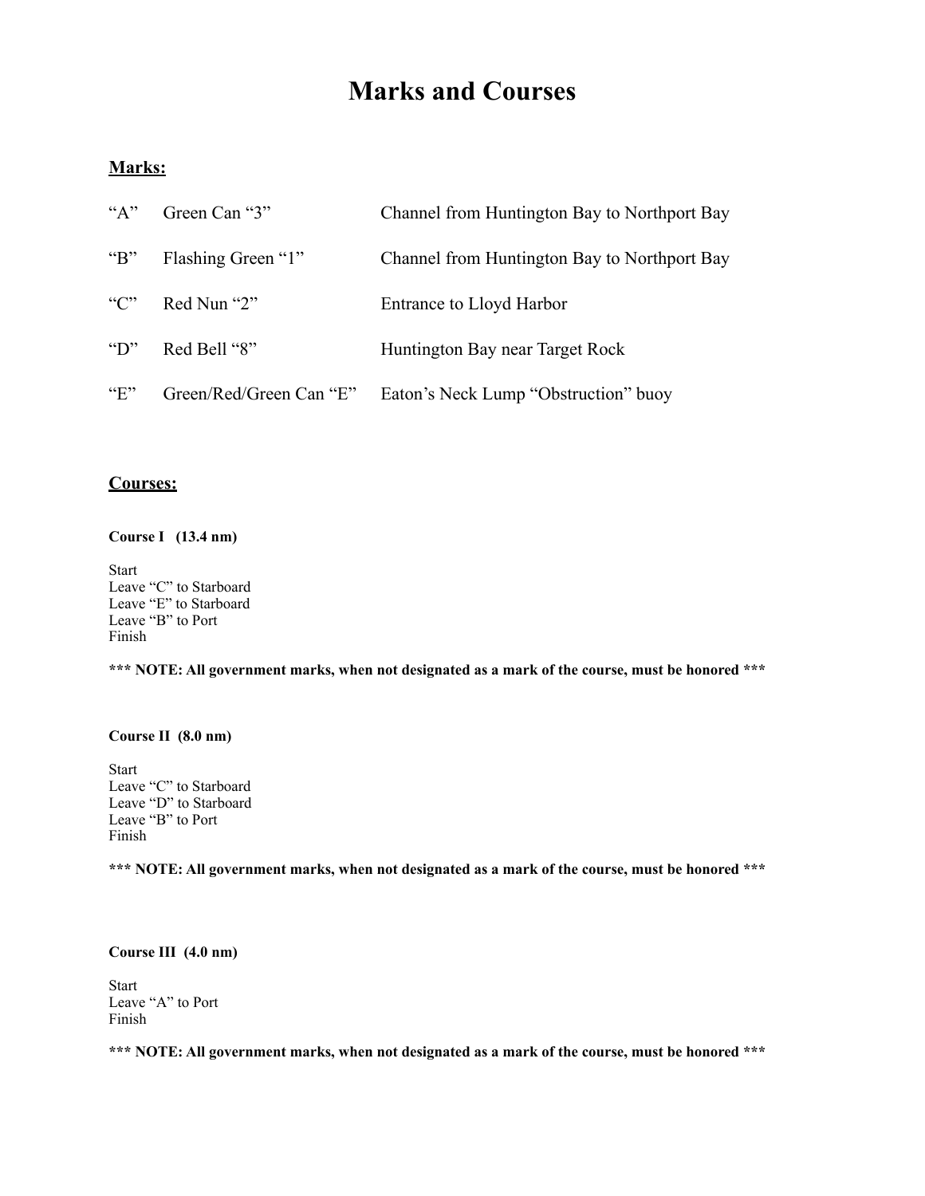# Marks and Courses

## Marks:

| | | |
|---|---|---|
| "A" | Green Can "3" | Channel from Huntington Bay to Northport Bay |
| "B" | Flashing Green "1" | Channel from Huntington Bay to Northport Bay |
| "C" | Red Nun "2" | Entrance to Lloyd Harbor |
| "D" | Red Bell "8" | Huntington Bay near Target Rock |
| "E" | Green/Red/Green Can "E" | Eaton's Neck Lump "Obstruction" buoy |

## Courses:

**Course I (13.4 nm)**

Start
Leave "C" to Starboard
Leave "E" to Starboard
Leave "B" to Port
Finish

**\*\*\* NOTE: All government marks, when not designated as a mark of the course, must be honored \*\*\***

**Course II (8.0 nm)**

Start
Leave "C" to Starboard
Leave "D" to Starboard
Leave "B" to Port
Finish

**\*\*\* NOTE: All government marks, when not designated as a mark of the course, must be honored \*\*\***

**Course III (4.0 nm)**

Start
Leave "A" to Port
Finish

**\*\*\* NOTE: All government marks, when not designated as a mark of the course, must be honored \*\*\***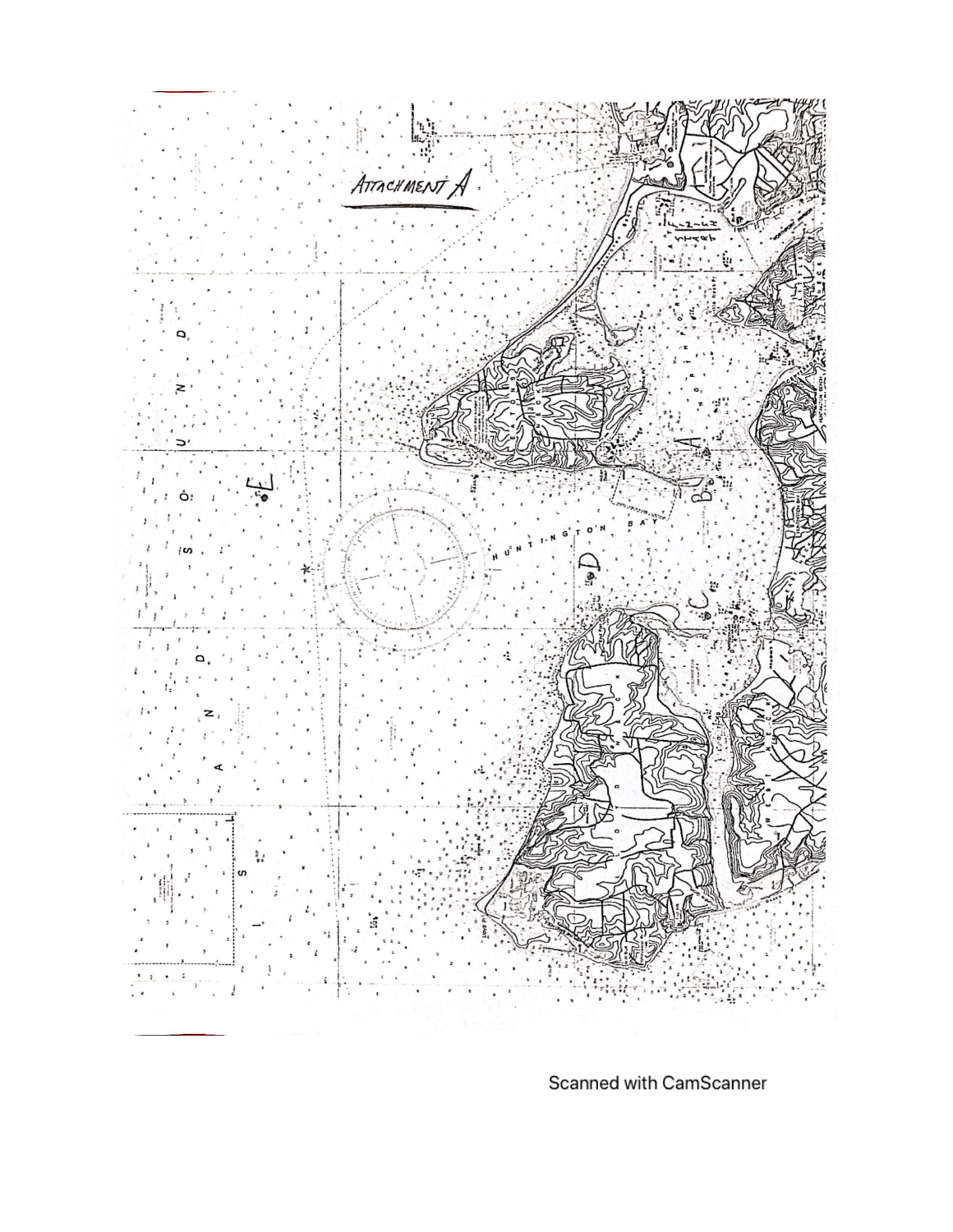ATTACHMENT A

HUNTINGTON BAY